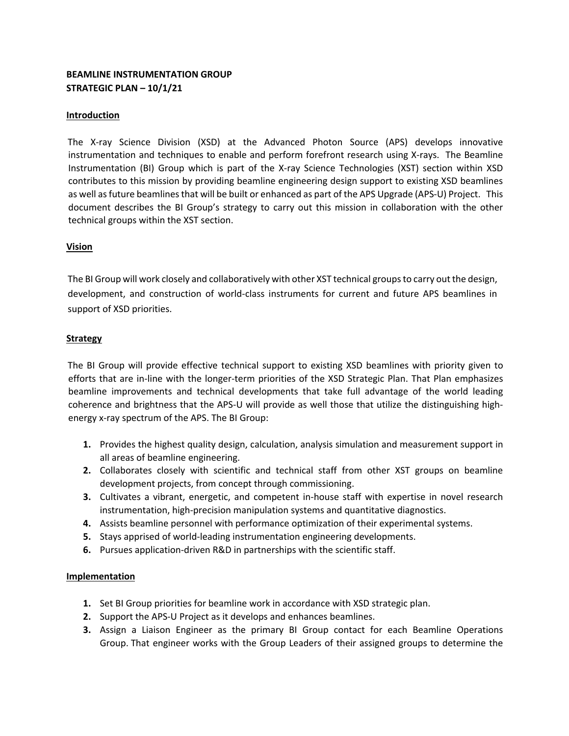**BEAMLINE INSTRUMENTATION GROUP**
**STRATEGIC PLAN – 10/1/21**

## Introduction

The X-ray Science Division (XSD) at the Advanced Photon Source (APS) develops innovative instrumentation and techniques to enable and perform forefront research using X-rays. The Beamline Instrumentation (BI) Group which is part of the X-ray Science Technologies (XST) section within XSD contributes to this mission by providing beamline engineering design support to existing XSD beamlines as well as future beamlines that will be built or enhanced as part of the APS Upgrade (APS-U) Project. This document describes the BI Group's strategy to carry out this mission in collaboration with the other technical groups within the XST section.

## Vision

The BI Group will work closely and collaboratively with other XST technical groups to carry out the design, development, and construction of world-class instruments for current and future APS beamlines in support of XSD priorities.

## Strategy

The BI Group will provide effective technical support to existing XSD beamlines with priority given to efforts that are in-line with the longer-term priorities of the XSD Strategic Plan. That Plan emphasizes beamline improvements and technical developments that take full advantage of the world leading coherence and brightness that the APS-U will provide as well those that utilize the distinguishing high-energy x-ray spectrum of the APS. The BI Group:

1. Provides the highest quality design, calculation, analysis simulation and measurement support in all areas of beamline engineering.
2. Collaborates closely with scientific and technical staff from other XST groups on beamline development projects, from concept through commissioning.
3. Cultivates a vibrant, energetic, and competent in-house staff with expertise in novel research instrumentation, high-precision manipulation systems and quantitative diagnostics.
4. Assists beamline personnel with performance optimization of their experimental systems.
5. Stays apprised of world-leading instrumentation engineering developments.
6. Pursues application-driven R&D in partnerships with the scientific staff.

## Implementation

1. Set BI Group priorities for beamline work in accordance with XSD strategic plan.
2. Support the APS-U Project as it develops and enhances beamlines.
3. Assign a Liaison Engineer as the primary BI Group contact for each Beamline Operations Group. That engineer works with the Group Leaders of their assigned groups to determine the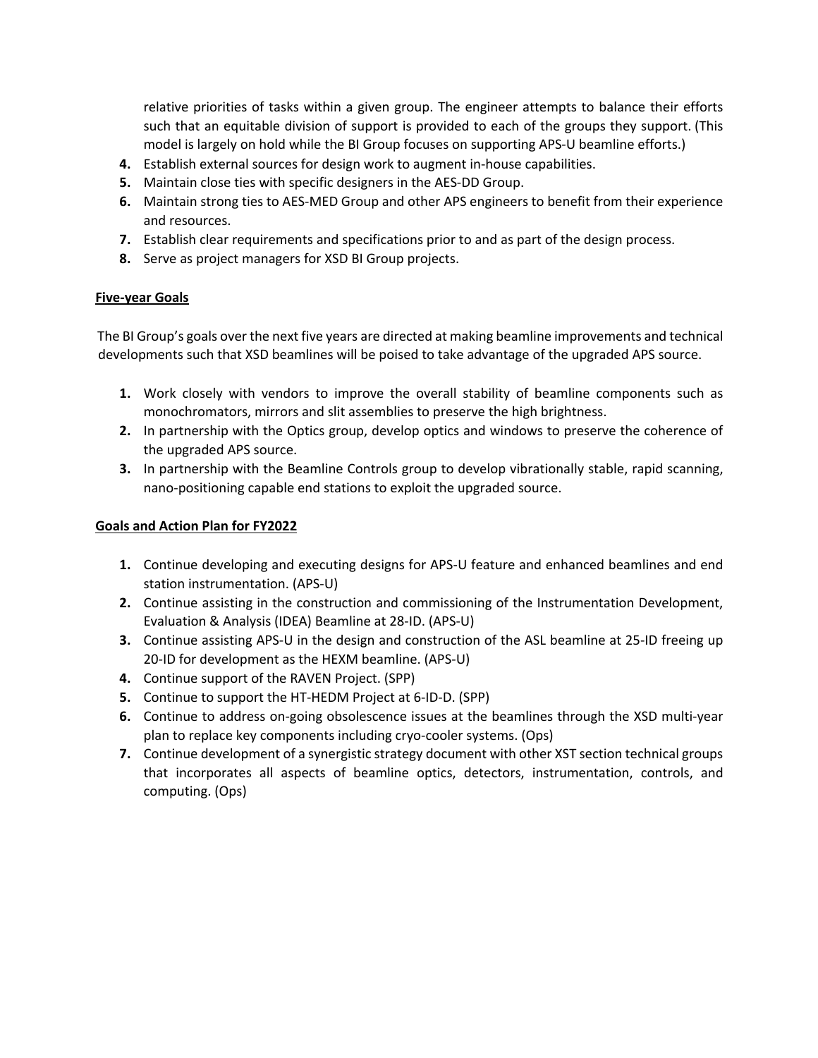relative priorities of tasks within a given group. The engineer attempts to balance their efforts such that an equitable division of support is provided to each of the groups they support. (This model is largely on hold while the BI Group focuses on supporting APS-U beamline efforts.)

4. Establish external sources for design work to augment in-house capabilities.
5. Maintain close ties with specific designers in the AES-DD Group.
6. Maintain strong ties to AES-MED Group and other APS engineers to benefit from their experience and resources.
7. Establish clear requirements and specifications prior to and as part of the design process.
8. Serve as project managers for XSD BI Group projects.

**Five-year Goals**

The BI Group's goals over the next five years are directed at making beamline improvements and technical developments such that XSD beamlines will be poised to take advantage of the upgraded APS source.

1. Work closely with vendors to improve the overall stability of beamline components such as monochromators, mirrors and slit assemblies to preserve the high brightness.
2. In partnership with the Optics group, develop optics and windows to preserve the coherence of the upgraded APS source.
3. In partnership with the Beamline Controls group to develop vibrationally stable, rapid scanning, nano-positioning capable end stations to exploit the upgraded source.

**Goals and Action Plan for FY2022**

1. Continue developing and executing designs for APS-U feature and enhanced beamlines and end station instrumentation. (APS-U)
2. Continue assisting in the construction and commissioning of the Instrumentation Development, Evaluation & Analysis (IDEA) Beamline at 28-ID. (APS-U)
3. Continue assisting APS-U in the design and construction of the ASL beamline at 25-ID freeing up 20-ID for development as the HEXM beamline. (APS-U)
4. Continue support of the RAVEN Project. (SPP)
5. Continue to support the HT-HEDM Project at 6-ID-D. (SPP)
6. Continue to address on-going obsolescence issues at the beamlines through the XSD multi-year plan to replace key components including cryo-cooler systems. (Ops)
7. Continue development of a synergistic strategy document with other XST section technical groups that incorporates all aspects of beamline optics, detectors, instrumentation, controls, and computing. (Ops)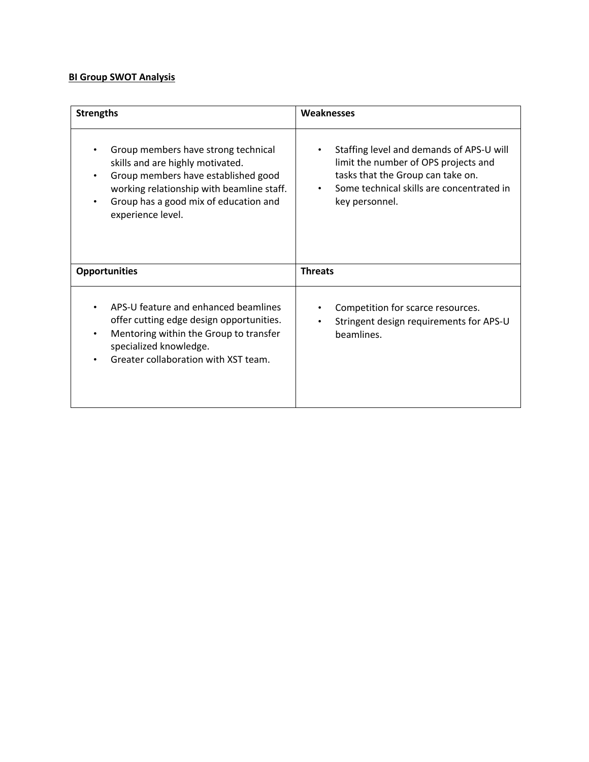**BI Group SWOT Analysis**

| Strengths | Weaknesses |
| --- | --- |
| • Group members have strong technical skills and are highly motivated.<br>• Group members have established good working relationship with beamline staff.<br>• Group has a good mix of education and experience level. | • Staffing level and demands of APS-U will limit the number of OPS projects and tasks that the Group can take on.<br>• Some technical skills are concentrated in key personnel. |
| **Opportunities** | **Threats** |
| • APS-U feature and enhanced beamlines offer cutting edge design opportunities.<br>• Mentoring within the Group to transfer specialized knowledge.<br>• Greater collaboration with XST team. | • Competition for scarce resources.<br>• Stringent design requirements for APS-U beamlines. |